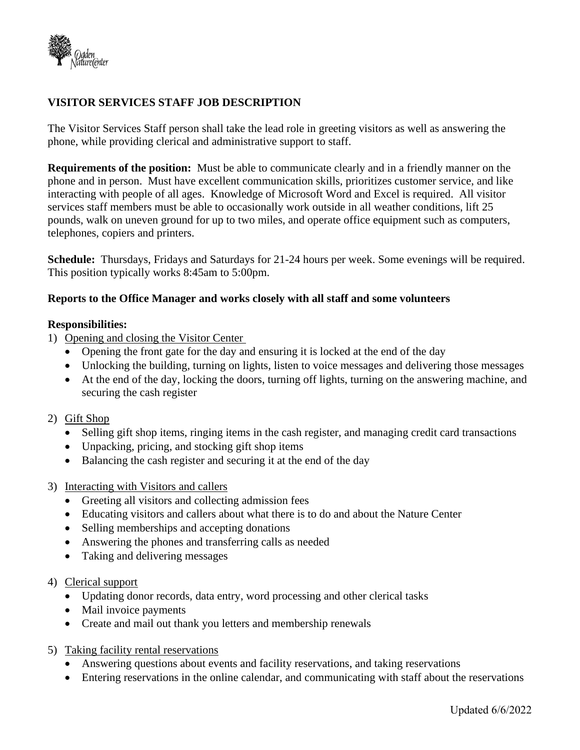# VISITOR SERVICES STAFF JOB DESCRIPTION

The Visitor Services Staff person shall take the lead role in greeting visitors as well as answering the phone, while providing clerical and administrative support to staff.

**Requirements of the position:** Must be able to communicate clearly and in a friendly manner on the phone and in person. Must have excellent communication skills, prioritizes customer service, and like interacting with people of all ages. Knowledge of Microsoft Word and Excel is required. All visitor services staff members must be able to occasionally work outside in all weather conditions, lift 25 pounds, walk on uneven ground for up to two miles, and operate office equipment such as computers, telephones, copiers and printers.

**Schedule:** Thursdays, Fridays and Saturdays for 21-24 hours per week. Some evenings will be required. This position typically works 8:45am to 5:00pm.

**Reports to the Office Manager and works closely with all staff and some volunteers**

**Responsibilities:**

1) Opening and closing the Visitor Center
   - Opening the front gate for the day and ensuring it is locked at the end of the day
   - Unlocking the building, turning on lights, listen to voice messages and delivering those messages
   - At the end of the day, locking the doors, turning off lights, turning on the answering machine, and securing the cash register

2) Gift Shop
   - Selling gift shop items, ringing items in the cash register, and managing credit card transactions
   - Unpacking, pricing, and stocking gift shop items
   - Balancing the cash register and securing it at the end of the day

3) Interacting with Visitors and callers
   - Greeting all visitors and collecting admission fees
   - Educating visitors and callers about what there is to do and about the Nature Center
   - Selling memberships and accepting donations
   - Answering the phones and transferring calls as needed
   - Taking and delivering messages

4) Clerical support
   - Updating donor records, data entry, word processing and other clerical tasks
   - Mail invoice payments
   - Create and mail out thank you letters and membership renewals

5) Taking facility rental reservations
   - Answering questions about events and facility reservations, and taking reservations
   - Entering reservations in the online calendar, and communicating with staff about the reservations

Updated 6/6/2022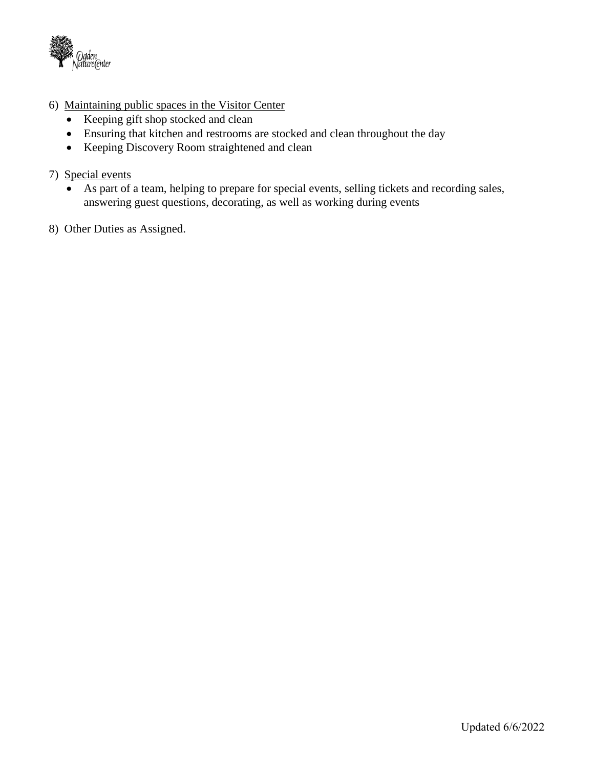6) Maintaining public spaces in the Visitor Center
   - Keeping gift shop stocked and clean
   - Ensuring that kitchen and restrooms are stocked and clean throughout the day
   - Keeping Discovery Room straightened and clean

7) Special events
   - As part of a team, helping to prepare for special events, selling tickets and recording sales, answering guest questions, decorating, as well as working during events

8) Other Duties as Assigned.

Updated 6/6/2022